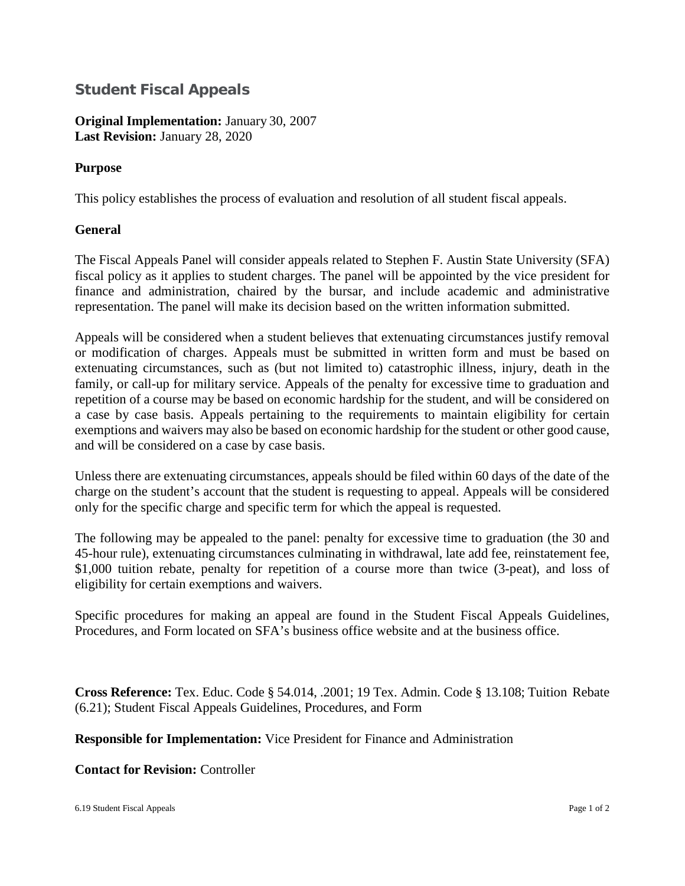# Student Fiscal Appeals

**Original Implementation:** January 30, 2007
**Last Revision:** January 28, 2020

**Purpose**

This policy establishes the process of evaluation and resolution of all student fiscal appeals.

**General**

The Fiscal Appeals Panel will consider appeals related to Stephen F. Austin State University (SFA) fiscal policy as it applies to student charges. The panel will be appointed by the vice president for finance and administration, chaired by the bursar, and include academic and administrative representation. The panel will make its decision based on the written information submitted.

Appeals will be considered when a student believes that extenuating circumstances justify removal or modification of charges. Appeals must be submitted in written form and must be based on extenuating circumstances, such as (but not limited to) catastrophic illness, injury, death in the family, or call-up for military service. Appeals of the penalty for excessive time to graduation and repetition of a course may be based on economic hardship for the student, and will be considered on a case by case basis. Appeals pertaining to the requirements to maintain eligibility for certain exemptions and waivers may also be based on economic hardship for the student or other good cause, and will be considered on a case by case basis.

Unless there are extenuating circumstances, appeals should be filed within 60 days of the date of the charge on the student's account that the student is requesting to appeal. Appeals will be considered only for the specific charge and specific term for which the appeal is requested.

The following may be appealed to the panel: penalty for excessive time to graduation (the 30 and 45-hour rule), extenuating circumstances culminating in withdrawal, late add fee, reinstatement fee, $1,000 tuition rebate, penalty for repetition of a course more than twice (3-peat), and loss of eligibility for certain exemptions and waivers.

Specific procedures for making an appeal are found in the Student Fiscal Appeals Guidelines, Procedures, and Form located on SFA's business office website and at the business office.

**Cross Reference:** Tex. Educ. Code § 54.014, .2001; 19 Tex. Admin. Code § 13.108; Tuition Rebate (6.21); Student Fiscal Appeals Guidelines, Procedures, and Form

**Responsible for Implementation:** Vice President for Finance and Administration

**Contact for Revision:** Controller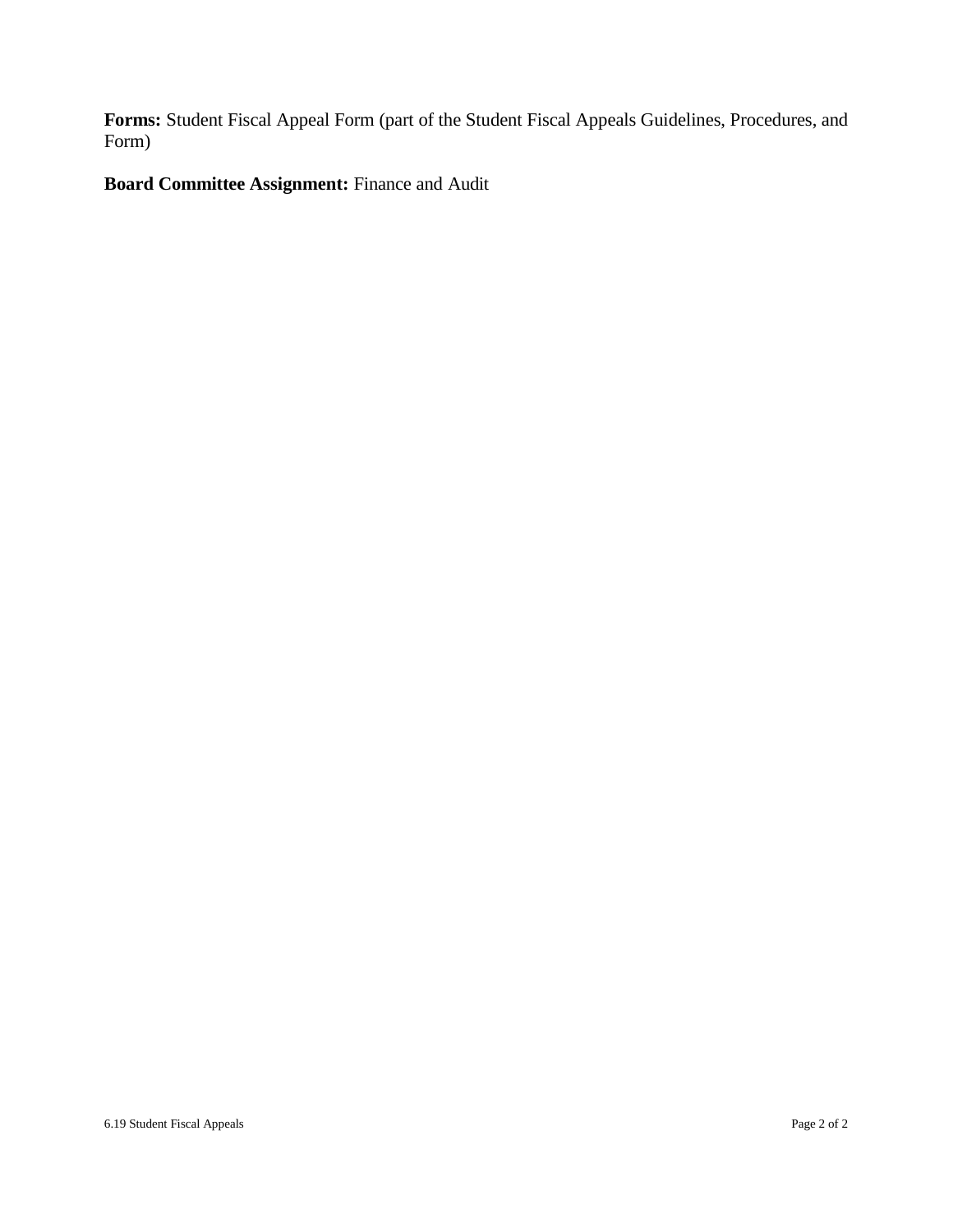**Forms:** Student Fiscal Appeal Form (part of the Student Fiscal Appeals Guidelines, Procedures, and Form)

**Board Committee Assignment:** Finance and Audit